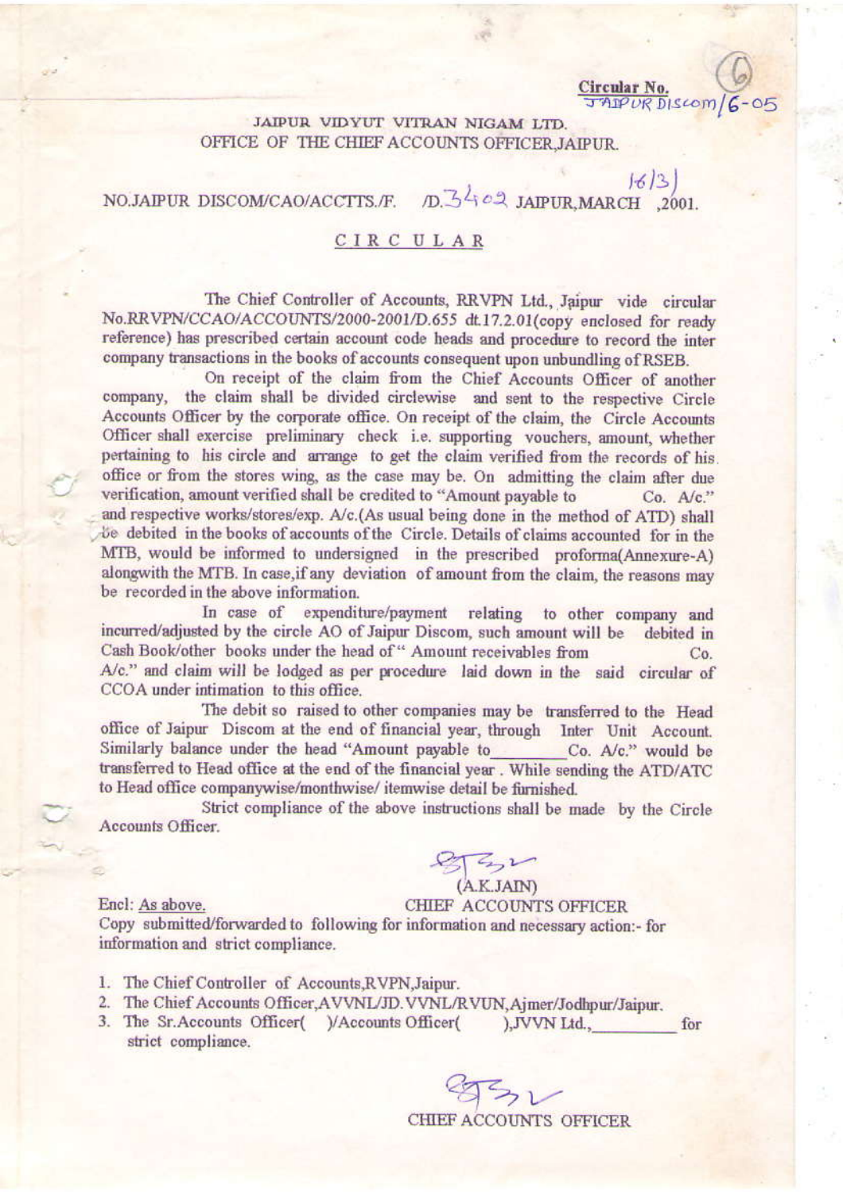Circular No. JAIPUR DISCOM/6-05

JAIPUR VIDYUT VITRAN NIGAM LTD.
OFFICE OF THE CHIEF ACCOUNTS OFFICER,JAIPUR.

NO.JAIPUR DISCOM/CAO/ACCTTS./F. /D.3402 JAIPUR,MARCH 16/3/,2001.

## CIRCULAR

The Chief Controller of Accounts, RRVPN Ltd., Jaipur vide circular No.RRVPN/CCAO/ACCOUNTS/2000-2001/D.655 dt.17.2.01(copy enclosed for ready reference) has prescribed certain account code heads and procedure to record the inter company transactions in the books of accounts consequent upon unbundling of RSEB.

On receipt of the claim from the Chief Accounts Officer of another company, the claim shall be divided circlewise and sent to the respective Circle Accounts Officer by the corporate office. On receipt of the claim, the Circle Accounts Officer shall exercise preliminary check i.e. supporting vouchers, amount, whether pertaining to his circle and arrange to get the claim verified from the records of his office or from the stores wing, as the case may be. On admitting the claim after due verification, amount verified shall be credited to "Amount payable to Co. A/c." and respective works/stores/exp. A/c.(As usual being done in the method of ATD) shall be debited in the books of accounts of the Circle. Details of claims accounted for in the MTB, would be informed to undersigned in the prescribed proforma(Annexure-A) alongwith the MTB. In case,if any deviation of amount from the claim, the reasons may be recorded in the above information.

In case of expenditure/payment relating to other company and incurred/adjusted by the circle AO of Jaipur Discom, such amount will be debited in Cash Book/other books under the head of " Amount receivables from Co. A/c." and claim will be lodged as per procedure laid down in the said circular of CCOA under intimation to this office.

The debit so raised to other companies may be transferred to the Head office of Jaipur Discom at the end of financial year, through Inter Unit Account. Similarly balance under the head "Amount payable to________Co. A/c." would be transferred to Head office at the end of the financial year . While sending the ATD/ATC to Head office companywise/monthwise/ itemwise detail be furnished.

Strict compliance of the above instructions shall be made by the Circle Accounts Officer.

(A.K.JAIN)
CHIEF ACCOUNTS OFFICER

Encl: As above.

Copy submitted/forwarded to following for information and necessary action:- for information and strict compliance.

1. The Chief Controller of Accounts,RVPN,Jaipur.
2. The Chief Accounts Officer,AVVNL/JD.VVNL/RVUN,Ajmer/Jodhpur/Jaipur.
3. The Sr.Accounts Officer( )/Accounts Officer( ),JVVN Ltd.,__________ for strict compliance.

CHIEF ACCOUNTS OFFICER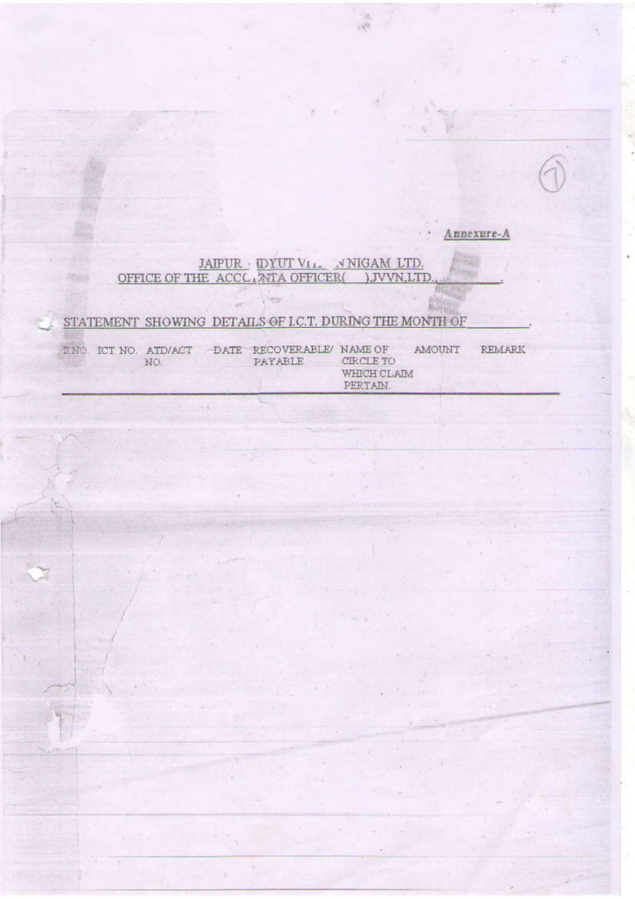Annexure-A

JAIPUR VIDYUT VITRAN NIGAM LTD.
OFFICE OF THE ACCOUNTS OFFICER( ),JVVN,LTD.________.

STATEMENT SHOWING DETAILS OF I.C.T. DURING THE MONTH OF________.

| S.NO. | ICT NO. | ATD/ACT NO. | DATE | RECOVERABLE/ PAYABLE | NAME OF CIRCLE TO WHICH CLAIM PERTAIN. | AMOUNT | REMARK |
|---|---|---|---|---|---|---|---|